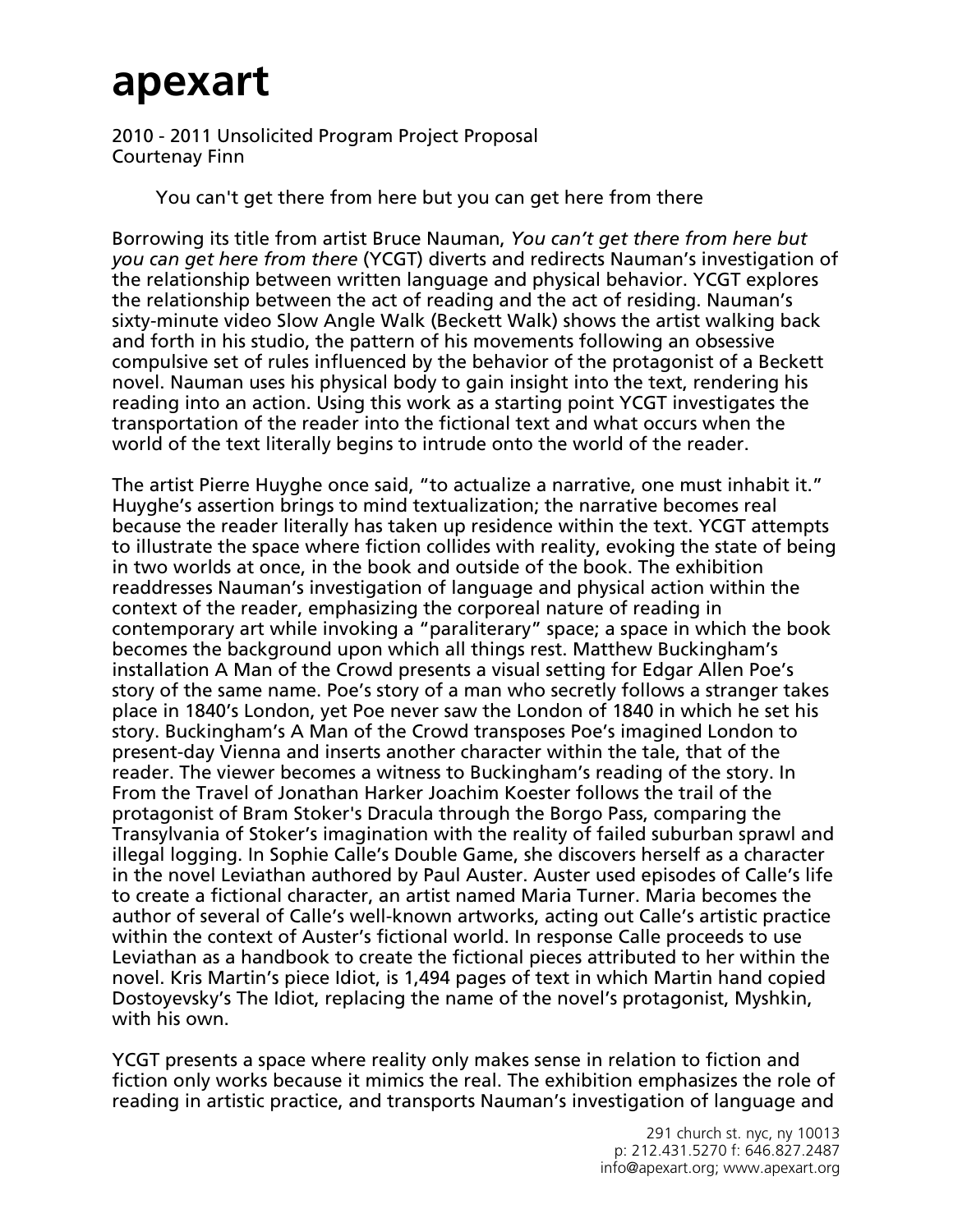# apexart

2010 - 2011 Unsolicited Program Project Proposal
Courtenay Finn

You can't get there from here but you can get here from there

Borrowing its title from artist Bruce Nauman, *You can't get there from here but you can get here from there* (YCGT) diverts and redirects Nauman's investigation of the relationship between written language and physical behavior. YCGT explores the relationship between the act of reading and the act of residing. Nauman's sixty-minute video Slow Angle Walk (Beckett Walk) shows the artist walking back and forth in his studio, the pattern of his movements following an obsessive compulsive set of rules influenced by the behavior of the protagonist of a Beckett novel. Nauman uses his physical body to gain insight into the text, rendering his reading into an action. Using this work as a starting point YCGT investigates the transportation of the reader into the fictional text and what occurs when the world of the text literally begins to intrude onto the world of the reader.

The artist Pierre Huyghe once said, "to actualize a narrative, one must inhabit it." Huyghe's assertion brings to mind textualization; the narrative becomes real because the reader literally has taken up residence within the text. YCGT attempts to illustrate the space where fiction collides with reality, evoking the state of being in two worlds at once, in the book and outside of the book. The exhibition readdresses Nauman's investigation of language and physical action within the context of the reader, emphasizing the corporeal nature of reading in contemporary art while invoking a "paraliterary" space; a space in which the book becomes the background upon which all things rest. Matthew Buckingham's installation A Man of the Crowd presents a visual setting for Edgar Allen Poe's story of the same name. Poe's story of a man who secretly follows a stranger takes place in 1840's London, yet Poe never saw the London of 1840 in which he set his story. Buckingham's A Man of the Crowd transposes Poe's imagined London to present-day Vienna and inserts another character within the tale, that of the reader. The viewer becomes a witness to Buckingham's reading of the story. In From the Travel of Jonathan Harker Joachim Koester follows the trail of the protagonist of Bram Stoker's Dracula through the Borgo Pass, comparing the Transylvania of Stoker's imagination with the reality of failed suburban sprawl and illegal logging. In Sophie Calle's Double Game, she discovers herself as a character in the novel Leviathan authored by Paul Auster. Auster used episodes of Calle's life to create a fictional character, an artist named Maria Turner. Maria becomes the author of several of Calle's well-known artworks, acting out Calle's artistic practice within the context of Auster's fictional world. In response Calle proceeds to use Leviathan as a handbook to create the fictional pieces attributed to her within the novel. Kris Martin's piece Idiot, is 1,494 pages of text in which Martin hand copied Dostoyevsky's The Idiot, replacing the name of the novel's protagonist, Myshkin, with his own.

YCGT presents a space where reality only makes sense in relation to fiction and fiction only works because it mimics the real. The exhibition emphasizes the role of reading in artistic practice, and transports Nauman's investigation of language and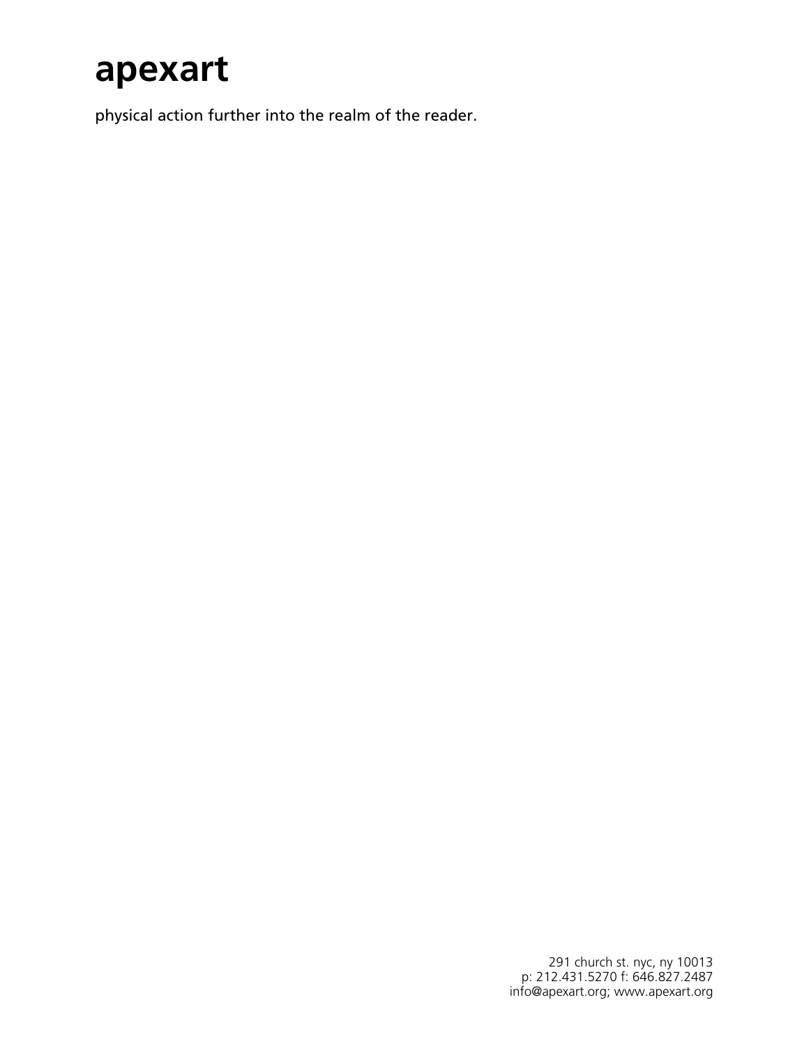physical action further into the realm of the reader.